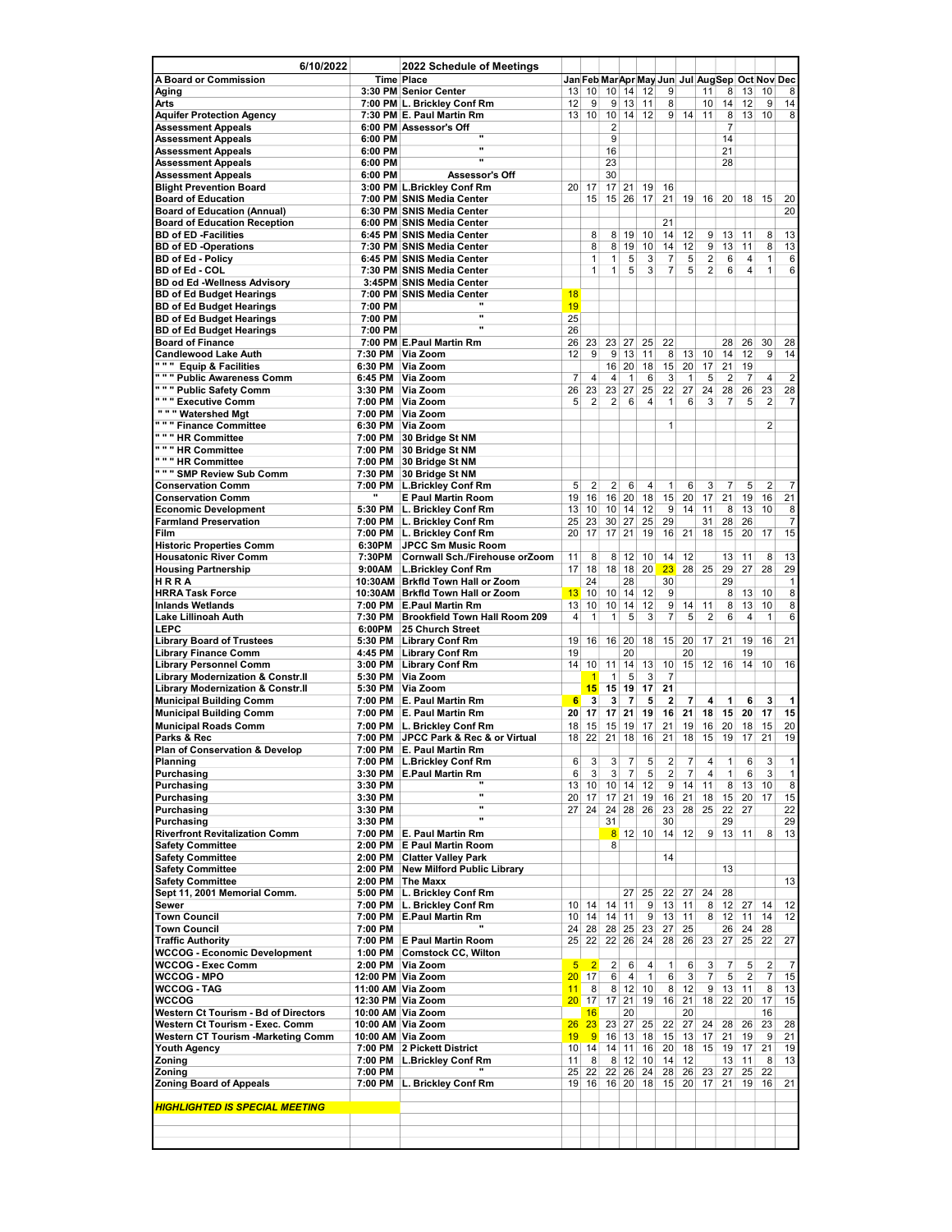| 6/10/2022 | | 2022 Schedule of Meetings | | | | | | | | | | | | |
|---|---|---|---|---|---|---|---|---|---|---|---|---|---|---|
| **A Board or Commission** | **Time** | **Place** | **Jan** | **Feb** | **Mar** | **Apr** | **May** | **Jun** | **Jul** | **Aug** | **Sep** | **Oct** | **Nov** | **Dec** |
| **Aging** | **3:30 PM** | **Senior Center** | 13 | 10 | 10 | 14 | 12 | 9 | | 11 | 8 | 13 | 10 | 8 |
| **Arts** | **7:00 PM** | **L. Brickley Conf Rm** | 12 | 9 | 9 | 13 | 11 | 8 | | 10 | 14 | 12 | 9 | 14 |
| **Aquifer Protection Agency** | **7:30 PM** | **E. Paul Martin Rm** | 13 | 10 | 10 | 14 | 12 | 9 | 14 | 11 | 8 | 13 | 10 | 8 |
| **Assessment Appeals** | **6:00 PM** | **Assessor's Off** | | | 2 | | | | | | 7 | | | |
| **Assessment Appeals** | **6:00 PM** | " | | | 9 | | | | | | 14 | | | |
| **Assessment Appeals** | **6:00 PM** | " | | | 16 | | | | | | 21 | | | |
| **Assessment Appeals** | **6:00 PM** | " | | | 23 | | | | | | 28 | | | |
| **Assessment Appeals** | **6:00 PM** | **Assessor's Off** | | | 30 | | | | | | | | | |
| **Blight Prevention Board** | **3:00 PM** | **L.Brickley Conf Rm** | 20 | 17 | 17 | 21 | 19 | 16 | | | | | | |
| **Board of Education** | **7:00 PM** | **SNIS Media Center** | | 15 | 15 | 26 | 17 | 21 | 19 | 16 | 20 | 18 | 15 | 20 |
| **Board of Education (Annual)** | **6:30 PM** | **SNIS Media Center** | | | | | | | | | | | | 20 |
| **Board of Education Reception** | **6:00 PM** | **SNIS Media Center** | | | | | | 21 | | | | | | |
| **BD of ED -Facilities** | **6:45 PM** | **SNIS Media Center** | | 8 | 8 | 19 | 10 | 14 | 12 | 9 | 13 | 11 | 8 | 13 |
| **BD of ED -Operations** | **7:30 PM** | **SNIS Media Center** | | 8 | 8 | 19 | 10 | 14 | 12 | 9 | 13 | 11 | 8 | 13 |
| **BD of Ed - Policy** | **6:45 PM** | **SNIS Media Center** | | 1 | 1 | 5 | 3 | 7 | 5 | 2 | 6 | 4 | 1 | 6 |
| **BD of Ed - COL** | **7:30 PM** | **SNIS Media Center** | | 1 | 1 | 5 | 3 | 7 | 5 | 2 | 6 | 4 | 1 | 6 |
| **BD od Ed -Wellness Advisory** | **3:45PM** | **SNIS Media Center** | | | | | | | | | | | | |
| **BD of Ed Budget Hearings** | **7:00 PM** | **SNIS Media Center** | 18 | | | | | | | | | | | |
| **BD of Ed Budget Hearings** | **7:00 PM** | " | 19 | | | | | | | | | | | |
| **BD of Ed Budget Hearings** | **7:00 PM** | " | 25 | | | | | | | | | | | |
| **BD of Ed Budget Hearings** | **7:00 PM** | " | 26 | | | | | | | | | | | |
| **Board of Finance** | **7:00 PM** | **E.Paul Martin Rm** | 26 | 23 | 23 | 27 | 25 | 22 | | | 28 | 26 | 30 | 28 |
| **Candlewood Lake Auth** | **7:30 PM** | **Via Zoom** | 12 | 9 | 9 | 13 | 11 | 8 | 13 | 10 | 14 | 12 | 9 | 14 |
| **" " " Equip & Facilities** | **6:30 PM** | **Via Zoom** | | | 16 | 20 | 18 | 15 | 20 | 17 | 21 | 19 | | |
| **" " " Public Awareness Comm** | **6:45 PM** | **Via Zoom** | 7 | 4 | 4 | 1 | 6 | 3 | 1 | 5 | 2 | 7 | 4 | 2 |
| **" " " Public Safety Comm** | **3:30 PM** | **Via Zoom** | 26 | 23 | 23 | 27 | 25 | 22 | 27 | 24 | 28 | 26 | 23 | 28 |
| **" " " Executive Comm** | **7:00 PM** | **Via Zoom** | 5 | 2 | 2 | 6 | 4 | 1 | 6 | 3 | 7 | 5 | 2 | 7 |
| **" " " Watershed Mgt** | **7:00 PM** | **Via Zoom** | | | | | | | | | | | | |
| **" " " Finance Committee** | **6:30 PM** | **Via Zoom** | | | | | | 1 | | | | | 2 | |
| **" " " HR Committee** | **7:00 PM** | **30 Bridge St NM** | | | | | | | | | | | | |
| **" " " HR Committee** | **7:00 PM** | **30 Bridge St NM** | | | | | | | | | | | | |
| **" " " HR Committee** | **7:00 PM** | **30 Bridge St NM** | | | | | | | | | | | | |
| **" " " SMP Review Sub Comm** | **7:30 PM** | **30 Bridge St NM** | | | | | | | | | | | | |
| **Conservation Comm** | **7:00 PM** | **L.Brickley Conf Rm** | 5 | 2 | 2 | 6 | 4 | 1 | 6 | 3 | 7 | 5 | 2 | 7 |
| **Conservation Comm** | " | **E Paul Martin Room** | 19 | 16 | 16 | 20 | 18 | 15 | 20 | 17 | 21 | 19 | 16 | 21 |
| **Economic Development** | **5:30 PM** | **L. Brickley Conf Rm** | 13 | 10 | 10 | 14 | 12 | 9 | 14 | 11 | 8 | 13 | 10 | 8 |
| **Farmland Preservation** | **7:00 PM** | **L. Brickley Conf Rm** | 25 | 23 | 30 | 27 | 25 | 29 | | 31 | 28 | 26 | | 7 |
| **Film** | **7:00 PM** | **L. Brickley Conf Rm** | 20 | 17 | 17 | 21 | 19 | 16 | 21 | 18 | 15 | 20 | 17 | 15 |
| **Historic Properties Comm** | **6:30PM** | **JPCC Sm Music Room** | | | | | | | | | | | | |
| **Housatonic River Comm** | **7:30PM** | **Cornwall Sch./Firehouse orZoom** | 11 | 8 | 8 | 12 | 10 | 14 | 12 | | 13 | 11 | 8 | 13 |
| **Housing Partnership** | **9:00AM** | **L.Brickley Conf Rm** | 17 | 18 | 18 | 18 | 20 | 23 | 28 | 25 | 29 | 27 | 28 | 29 |
| **H R R A** | **10:30AM** | **Brkfld Town Hall or Zoom** | | 24 | | 28 | | 30 | | | 29 | | | 1 |
| **HRRA Task Force** | **10:30AM** | **Brkfld Town Hall or Zoom** | 13 | 10 | 10 | 14 | 12 | 9 | | | 8 | 13 | 10 | 8 |
| **Inlands Wetlands** | **7:00 PM** | **E.Paul Martin Rm** | 13 | 10 | 10 | 14 | 12 | 9 | 14 | 11 | 8 | 13 | 10 | 8 |
| **Lake Lillinoah Auth** | **7:30 PM** | **Brookfield Town Hall Room 209** | 4 | 1 | 1 | 5 | 3 | 7 | 5 | 2 | 6 | 4 | 1 | 6 |
| **LEPC** | **6:00PM** | **25 Church Street** | | | | | | | | | | | | |
| **Library Board of Trustees** | **5:30 PM** | **Library Conf Rm** | 19 | 16 | 16 | 20 | 18 | 15 | 20 | 17 | 21 | 19 | 16 | 21 |
| **Library Finance Comm** | **4:45 PM** | **Library Conf Rm** | 19 | | | 20 | | | 20 | | | 19 | | |
| **Library Personnel Comm** | **3:00 PM** | **Library Conf Rm** | 14 | 10 | 11 | 14 | 13 | 10 | 15 | 12 | 16 | 14 | 10 | 16 |
| **Library Modernization & Constr.II** | **5:30 PM** | **Via Zoom** | | 1 | 1 | 5 | 3 | 7 | | | | | | |
| **Library Modernization & Constr.II** | **5:30 PM** | **Via Zoom** | | **15** | **15** | **19** | **17** | **21** | | | | | | |
| **Municipal Building Comm** | **7:00 PM** | **E. Paul Martin Rm** | **6** | **3** | **3** | **7** | **5** | **2** | **7** | **4** | **1** | **6** | **3** | **1** |
| **Municipal Building Comm** | **7:00 PM** | **E. Paul Martin Rm** | **20** | **17** | **17** | **21** | **19** | **16** | **21** | **18** | **15** | **20** | **17** | **15** |
| **Municipal Roads Comm** | **7:00 PM** | **L. Brickley Conf Rm** | 18 | 15 | 15 | 19 | 17 | 21 | 19 | 16 | 20 | 18 | 15 | 20 |
| **Parks & Rec** | **7:00 PM** | **JPCC Park & Rec & or Virtual** | 18 | 22 | 21 | 18 | 16 | 21 | 18 | 15 | 19 | 17 | 21 | 19 |
| **Plan of Conservation & Develop** | **7:00 PM** | **E. Paul Martin Rm** | | | | | | | | | | | | |
| **Planning** | **7:00 PM** | **L.Brickley Conf Rm** | 6 | 3 | 3 | 7 | 5 | 2 | 7 | 4 | 1 | 6 | 3 | 1 |
| **Purchasing** | **3:30 PM** | **E.Paul Martin Rm** | 6 | 3 | 3 | 7 | 5 | 2 | 7 | 4 | 1 | 6 | 3 | 1 |
| **Purchasing** | **3:30 PM** | " | 13 | 10 | 10 | 14 | 12 | 9 | 14 | 11 | 8 | 13 | 10 | 8 |
| **Purchasing** | **3:30 PM** | " | 20 | 17 | 17 | 21 | 19 | 16 | 21 | 18 | 15 | 20 | 17 | 15 |
| **Purchasing** | **3:30 PM** | " | 27 | 24 | 24 | 28 | 26 | 23 | 28 | 25 | 22 | 27 | | 22 |
| **Purchasing** | **3:30 PM** | " | | | 31 | | | 30 | | | 29 | | | 29 |
| **Riverfront Revitalization Comm** | **7:00 PM** | **E. Paul Martin Rm** | | | 8 | 12 | 10 | 14 | 12 | 9 | 13 | 11 | 8 | 13 |
| **Safety Committee** | **2:00 PM** | **E Paul Martin Room** | | | 8 | | | | | | | | | |
| **Safety Committee** | **2:00 PM** | **Clatter Valley Park** | | | | | | 14 | | | | | | |
| **Safety Committee** | **2:00 PM** | **New Milford Public Library** | | | | | | | | | 13 | | | |
| **Safety Committee** | **2:00 PM** | **The Maxx** | | | | | | | | | | | | 13 |
| **Sept 11, 2001 Memorial Comm.** | **5:00 PM** | **L. Brickley Conf Rm** | | | | 27 | 25 | 22 | 27 | 24 | 28 | | | |
| **Sewer** | **7:00 PM** | **L. Brickley Conf Rm** | 10 | 14 | 14 | 11 | 9 | 13 | 11 | 8 | 12 | 27 | 14 | 12 |
| **Town Council** | **7:00 PM** | **E.Paul Martin Rm** | 10 | 14 | 14 | 11 | 9 | 13 | 11 | 8 | 12 | 11 | 14 | 12 |
| **Town Council** | **7:00 PM** | " | 24 | 28 | 28 | 25 | 23 | 27 | 25 | | 26 | 24 | 28 | |
| **Traffic Authority** | **7:00 PM** | **E Paul Martin Room** | 25 | 22 | 22 | 26 | 24 | 28 | 26 | 23 | 27 | 25 | 22 | 27 |
| **WCCOG - Economic Development** | **1:00 PM** | **Comstock CC, Wilton** | | | | | | | | | | | | |
| **WCCOG - Exec Comm** | **2:00 PM** | **Via Zoom** | 5 | 2 | 2 | 6 | 4 | 1 | 6 | 3 | 7 | 5 | 2 | 7 |
| **WCCOG - MPO** | **12:00 PM** | **Via Zoom** | 20 | 17 | 6 | 4 | 1 | 6 | 3 | 7 | 5 | 2 | 7 | 15 |
| **WCCOG - TAG** | **11:00 AM** | **Via Zoom** | 11 | 8 | 8 | 12 | 10 | 8 | 12 | 9 | 13 | 11 | 8 | 13 |
| **WCCOG** | **12:30 PM** | **Via Zoom** | 20 | 17 | 17 | 21 | 19 | 16 | 21 | 18 | 22 | 20 | 17 | 15 |
| **Western Ct Tourism - Bd of Directors** | **10:00 AM** | **Via Zoom** | | 16 | | 20 | | | 20 | | | | 16 | |
| **Western Ct Tourism - Exec. Comm** | **10:00 AM** | **Via Zoom** | 26 | 23 | 23 | 27 | 25 | 22 | 27 | 24 | 28 | 26 | 23 | 28 |
| **Western CT Tourism -Marketing Comm** | **10:00 AM** | **Via Zoom** | 19 | 9 | 16 | 13 | 18 | 15 | 13 | 17 | 21 | 19 | 9 | 21 |
| **Youth Agency** | **7:00 PM** | **2 Pickett District** | 10 | 14 | 14 | 11 | 16 | 20 | 18 | 15 | 19 | 17 | 21 | 19 |
| **Zoning** | **7:00 PM** | **L.Brickley Conf Rm** | 11 | 8 | 8 | 12 | 10 | 14 | 12 | | 13 | 11 | 8 | 13 |
| **Zoning** | **7:00 PM** | " | 25 | 22 | 22 | 26 | 24 | 28 | 26 | 23 | 27 | 25 | 22 | |
| **Zoning Board of Appeals** | **7:00 PM** | **L. Brickley Conf Rm** | 19 | 16 | 16 | 20 | 18 | 15 | 20 | 17 | 21 | 19 | 16 | 21 |

***HIGHLIGHTED IS SPECIAL MEETING***